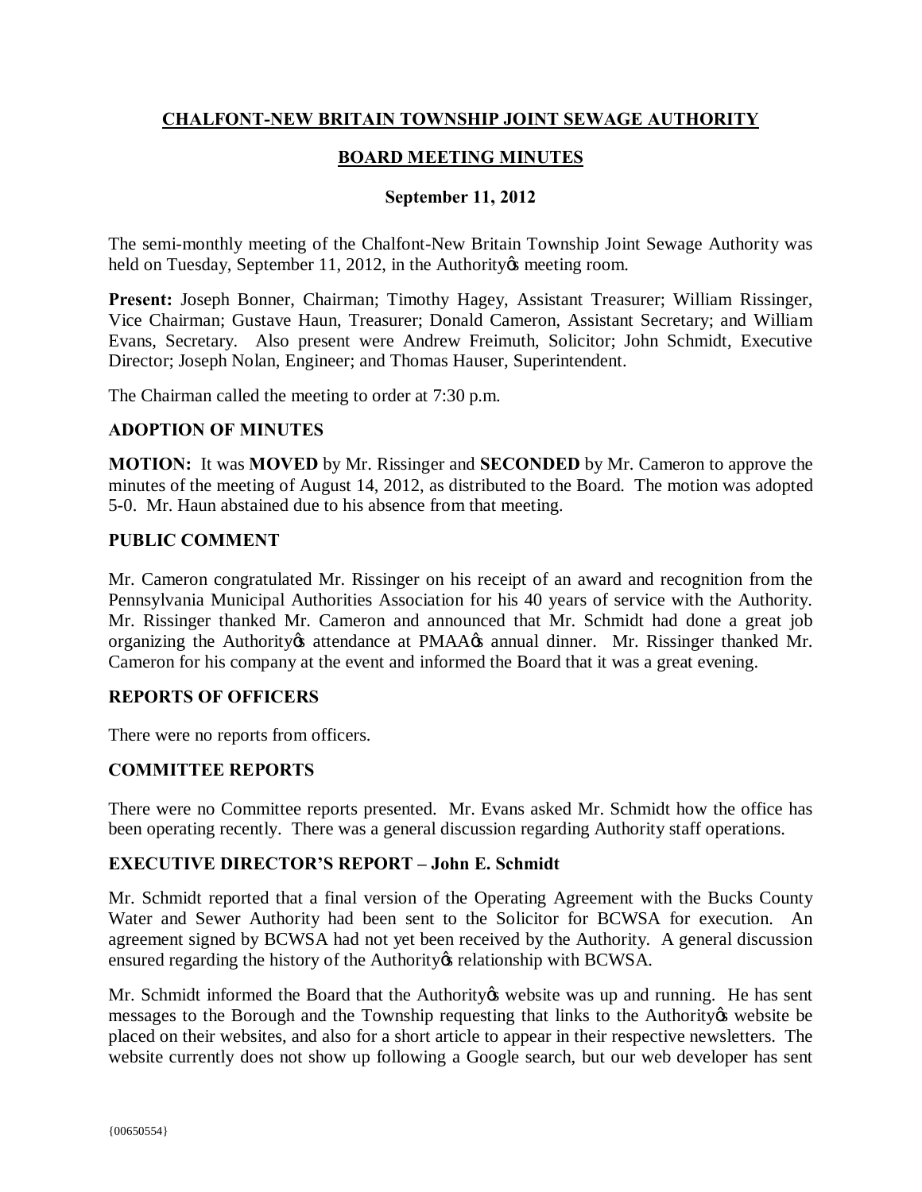# CHALFONT-NEW BRITAIN TOWNSHIP JOINT SEWAGE AUTHORITY

## BOARD MEETING MINUTES

### September 11, 2012

The semi-monthly meeting of the Chalfont-New Britain Township Joint Sewage Authority was held on Tuesday, September 11, 2012, in the Authority's meeting room.

**Present:** Joseph Bonner, Chairman; Timothy Hagey, Assistant Treasurer; William Rissinger, Vice Chairman; Gustave Haun, Treasurer; Donald Cameron, Assistant Secretary; and William Evans, Secretary. Also present were Andrew Freimuth, Solicitor; John Schmidt, Executive Director; Joseph Nolan, Engineer; and Thomas Hauser, Superintendent.

The Chairman called the meeting to order at 7:30 p.m.

**ADOPTION OF MINUTES**

**MOTION:** It was **MOVED** by Mr. Rissinger and **SECONDED** by Mr. Cameron to approve the minutes of the meeting of August 14, 2012, as distributed to the Board. The motion was adopted 5-0. Mr. Haun abstained due to his absence from that meeting.

**PUBLIC COMMENT**

Mr. Cameron congratulated Mr. Rissinger on his receipt of an award and recognition from the Pennsylvania Municipal Authorities Association for his 40 years of service with the Authority. Mr. Rissinger thanked Mr. Cameron and announced that Mr. Schmidt had done a great job organizing the Authority's attendance at PMAA's annual dinner. Mr. Rissinger thanked Mr. Cameron for his company at the event and informed the Board that it was a great evening.

**REPORTS OF OFFICERS**

There were no reports from officers.

**COMMITTEE REPORTS**

There were no Committee reports presented. Mr. Evans asked Mr. Schmidt how the office has been operating recently. There was a general discussion regarding Authority staff operations.

**EXECUTIVE DIRECTOR'S REPORT – John E. Schmidt**

Mr. Schmidt reported that a final version of the Operating Agreement with the Bucks County Water and Sewer Authority had been sent to the Solicitor for BCWSA for execution. An agreement signed by BCWSA had not yet been received by the Authority. A general discussion ensured regarding the history of the Authority's relationship with BCWSA.

Mr. Schmidt informed the Board that the Authority's website was up and running. He has sent messages to the Borough and the Township requesting that links to the Authority's website be placed on their websites, and also for a short article to appear in their respective newsletters. The website currently does not show up following a Google search, but our web developer has sent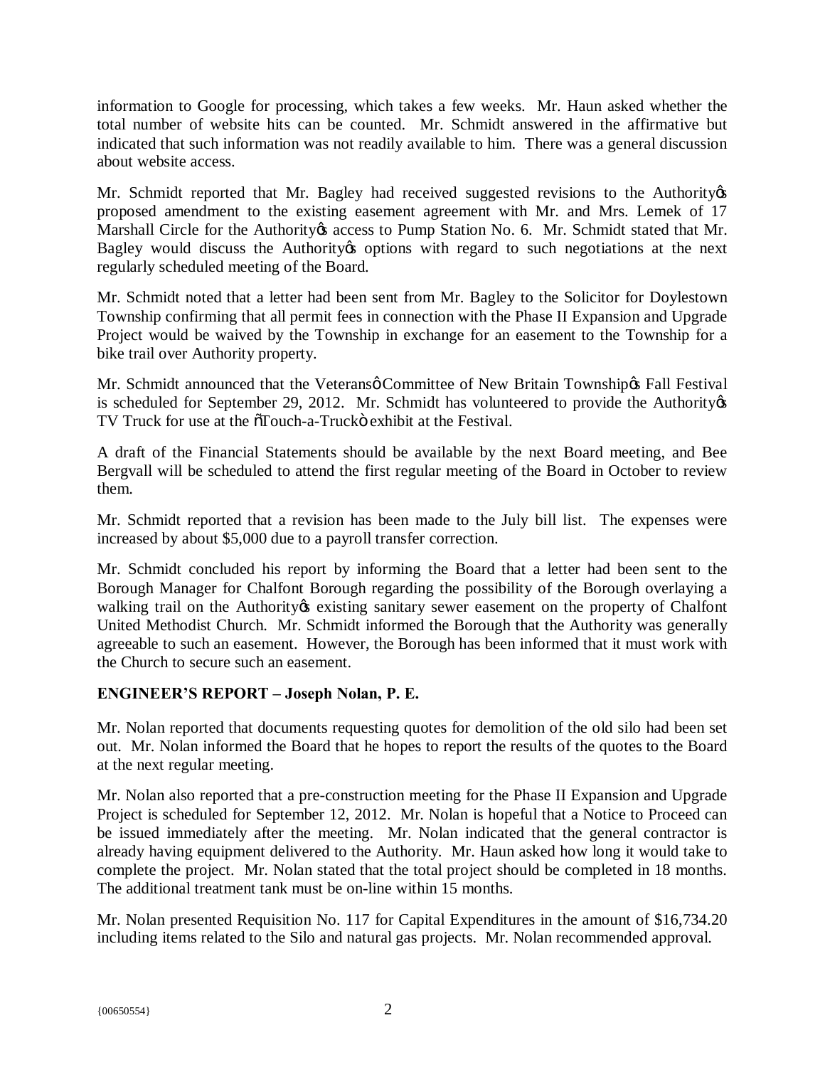information to Google for processing, which takes a few weeks. Mr. Haun asked whether the total number of website hits can be counted. Mr. Schmidt answered in the affirmative but indicated that such information was not readily available to him. There was a general discussion about website access.

Mr. Schmidt reported that Mr. Bagley had received suggested revisions to the Authority's proposed amendment to the existing easement agreement with Mr. and Mrs. Lemek of 17 Marshall Circle for the Authority's access to Pump Station No. 6. Mr. Schmidt stated that Mr. Bagley would discuss the Authority's options with regard to such negotiations at the next regularly scheduled meeting of the Board.

Mr. Schmidt noted that a letter had been sent from Mr. Bagley to the Solicitor for Doylestown Township confirming that all permit fees in connection with the Phase II Expansion and Upgrade Project would be waived by the Township in exchange for an easement to the Township for a bike trail over Authority property.

Mr. Schmidt announced that the Veterans' Committee of New Britain Township's Fall Festival is scheduled for September 29, 2012. Mr. Schmidt has volunteered to provide the Authority's TV Truck for use at the "Touch-a-Truck" exhibit at the Festival.

A draft of the Financial Statements should be available by the next Board meeting, and Bee Bergvall will be scheduled to attend the first regular meeting of the Board in October to review them.

Mr. Schmidt reported that a revision has been made to the July bill list. The expenses were increased by about $5,000 due to a payroll transfer correction.

Mr. Schmidt concluded his report by informing the Board that a letter had been sent to the Borough Manager for Chalfont Borough regarding the possibility of the Borough overlaying a walking trail on the Authority's existing sanitary sewer easement on the property of Chalfont United Methodist Church. Mr. Schmidt informed the Borough that the Authority was generally agreeable to such an easement. However, the Borough has been informed that it must work with the Church to secure such an easement.

**ENGINEER'S REPORT – Joseph Nolan, P. E.**

Mr. Nolan reported that documents requesting quotes for demolition of the old silo had been set out. Mr. Nolan informed the Board that he hopes to report the results of the quotes to the Board at the next regular meeting.

Mr. Nolan also reported that a pre-construction meeting for the Phase II Expansion and Upgrade Project is scheduled for September 12, 2012. Mr. Nolan is hopeful that a Notice to Proceed can be issued immediately after the meeting. Mr. Nolan indicated that the general contractor is already having equipment delivered to the Authority. Mr. Haun asked how long it would take to complete the project. Mr. Nolan stated that the total project should be completed in 18 months. The additional treatment tank must be on-line within 15 months.

Mr. Nolan presented Requisition No. 117 for Capital Expenditures in the amount of $16,734.20 including items related to the Silo and natural gas projects. Mr. Nolan recommended approval.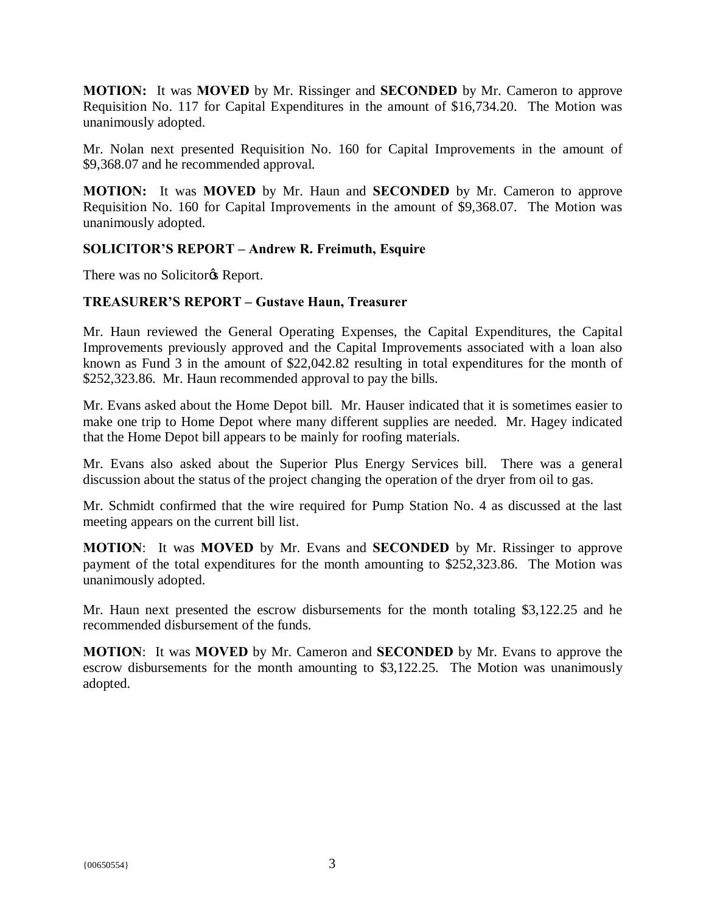**MOTION:** It was **MOVED** by Mr. Rissinger and **SECONDED** by Mr. Cameron to approve Requisition No. 117 for Capital Expenditures in the amount of $16,734.20. The Motion was unanimously adopted.

Mr. Nolan next presented Requisition No. 160 for Capital Improvements in the amount of $9,368.07 and he recommended approval.

**MOTION:** It was **MOVED** by Mr. Haun and **SECONDED** by Mr. Cameron to approve Requisition No. 160 for Capital Improvements in the amount of $9,368.07. The Motion was unanimously adopted.

**SOLICITOR'S REPORT – Andrew R. Freimuth, Esquire**

There was no Solicitor's Report.

**TREASURER'S REPORT – Gustave Haun, Treasurer**

Mr. Haun reviewed the General Operating Expenses, the Capital Expenditures, the Capital Improvements previously approved and the Capital Improvements associated with a loan also known as Fund 3 in the amount of $22,042.82 resulting in total expenditures for the month of $252,323.86. Mr. Haun recommended approval to pay the bills.

Mr. Evans asked about the Home Depot bill. Mr. Hauser indicated that it is sometimes easier to make one trip to Home Depot where many different supplies are needed. Mr. Hagey indicated that the Home Depot bill appears to be mainly for roofing materials.

Mr. Evans also asked about the Superior Plus Energy Services bill. There was a general discussion about the status of the project changing the operation of the dryer from oil to gas.

Mr. Schmidt confirmed that the wire required for Pump Station No. 4 as discussed at the last meeting appears on the current bill list.

**MOTION**: It was **MOVED** by Mr. Evans and **SECONDED** by Mr. Rissinger to approve payment of the total expenditures for the month amounting to $252,323.86. The Motion was unanimously adopted.

Mr. Haun next presented the escrow disbursements for the month totaling $3,122.25 and he recommended disbursement of the funds.

**MOTION**: It was **MOVED** by Mr. Cameron and **SECONDED** by Mr. Evans to approve the escrow disbursements for the month amounting to $3,122.25. The Motion was unanimously adopted.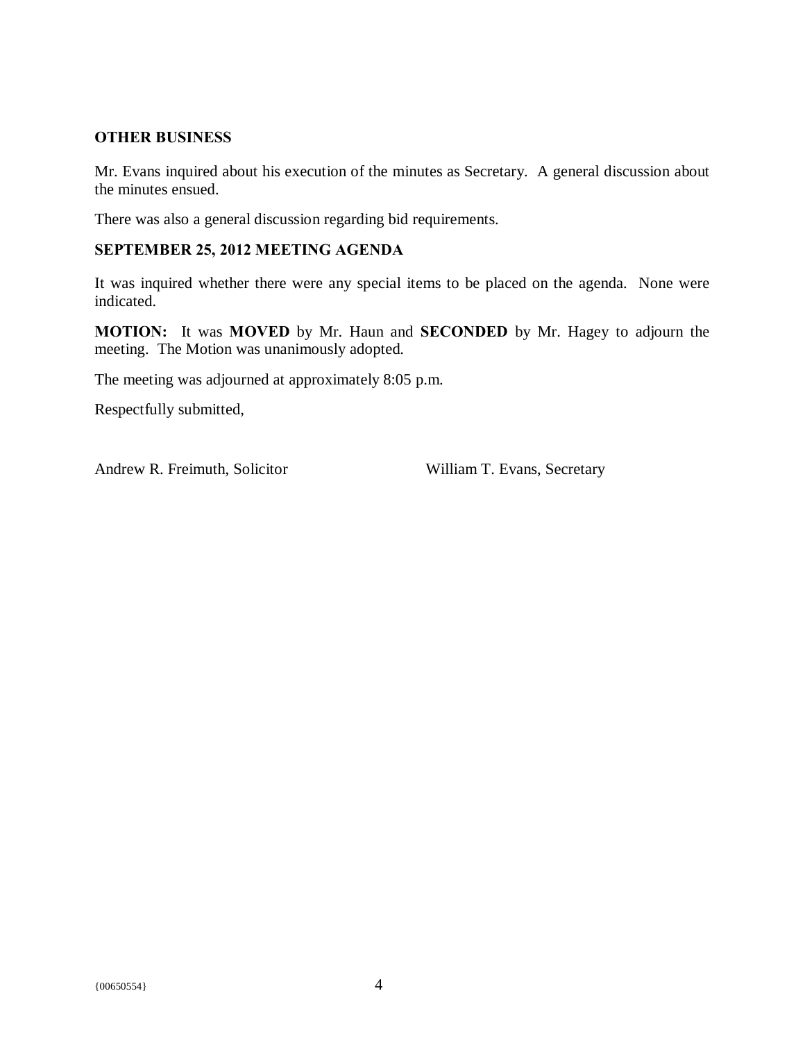## OTHER BUSINESS

Mr. Evans inquired about his execution of the minutes as Secretary. A general discussion about the minutes ensued.

There was also a general discussion regarding bid requirements.

## SEPTEMBER 25, 2012 MEETING AGENDA

It was inquired whether there were any special items to be placed on the agenda. None were indicated.

**MOTION:** It was **MOVED** by Mr. Haun and **SECONDED** by Mr. Hagey to adjourn the meeting. The Motion was unanimously adopted.

The meeting was adjourned at approximately 8:05 p.m.

Respectfully submitted,

Andrew R. Freimuth, Solicitor    William T. Evans, Secretary

{00650554}